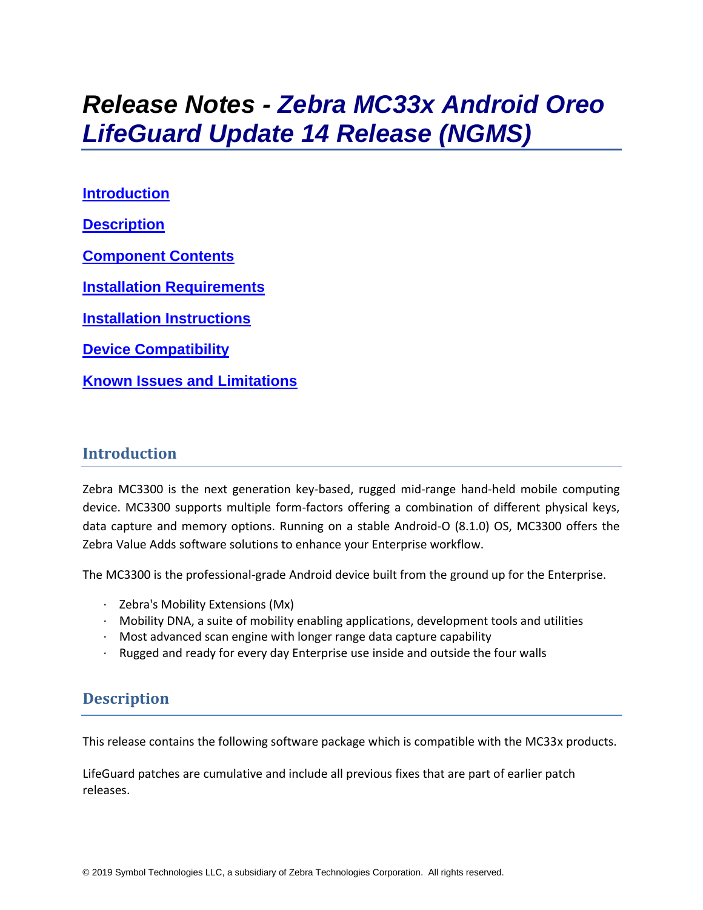# Release Notes - *Zebra MC33x Android Oreo LifeGuard Update 14 Release (NGMS)*

[Introduction](#introduction)

[Description](#description)

[Component Contents](#component-contents)

[Installation Requirements](#installation-requirements)

[Installation Instructions](#installation-instructions)

[Device Compatibility](#device-compatibility)

[Known Issues and Limitations](#known-issues-and-limitations)

## Introduction

Zebra MC3300 is the next generation key-based, rugged mid-range hand-held mobile computing device. MC3300 supports multiple form-factors offering a combination of different physical keys, data capture and memory options. Running on a stable Android-O (8.1.0) OS, MC3300 offers the Zebra Value Adds software solutions to enhance your Enterprise workflow.

The MC3300 is the professional-grade Android device built from the ground up for the Enterprise.

- Zebra's Mobility Extensions (Mx)
- Mobility DNA, a suite of mobility enabling applications, development tools and utilities
- Most advanced scan engine with longer range data capture capability
- Rugged and ready for every day Enterprise use inside and outside the four walls

## Description

This release contains the following software package which is compatible with the MC33x products.

LifeGuard patches are cumulative and include all previous fixes that are part of earlier patch releases.

© 2019 Symbol Technologies LLC, a subsidiary of Zebra Technologies Corporation. All rights reserved.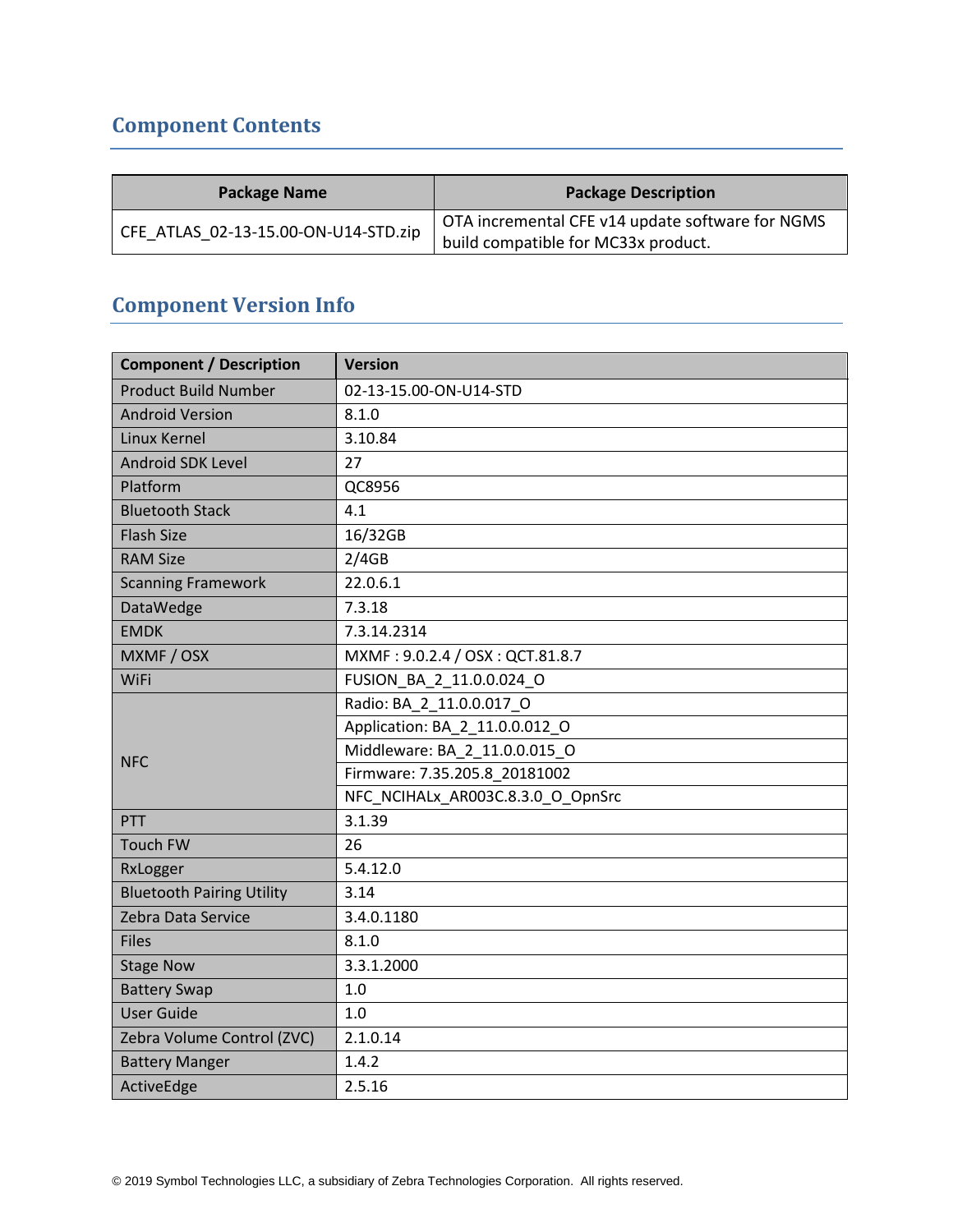## Component Contents

| Package Name | Package Description |
|---|---|
| CFE_ATLAS_02-13-15.00-ON-U14-STD.zip | OTA incremental CFE v14 update software for NGMS build compatible for MC33x product. |

## Component Version Info

| Component / Description | Version |
|---|---|
| Product Build Number | 02-13-15.00-ON-U14-STD |
| Android Version | 8.1.0 |
| Linux Kernel | 3.10.84 |
| Android SDK Level | 27 |
| Platform | QC8956 |
| Bluetooth Stack | 4.1 |
| Flash Size | 16/32GB |
| RAM Size | 2/4GB |
| Scanning Framework | 22.0.6.1 |
| DataWedge | 7.3.18 |
| EMDK | 7.3.14.2314 |
| MXMF / OSX | MXMF : 9.0.2.4 / OSX : QCT.81.8.7 |
| WiFi | FUSION_BA_2_11.0.0.024_O |
| NFC | Radio: BA_2_11.0.0.017_O |
| | Application: BA_2_11.0.0.012_O |
| | Middleware: BA_2_11.0.0.015_O |
| | Firmware: 7.35.205.8_20181002 |
| | NFC_NCIHALx_AR003C.8.3.0_O_OpnSrc |
| PTT | 3.1.39 |
| Touch FW | 26 |
| RxLogger | 5.4.12.0 |
| Bluetooth Pairing Utility | 3.14 |
| Zebra Data Service | 3.4.0.1180 |
| Files | 8.1.0 |
| Stage Now | 3.3.1.2000 |
| Battery Swap | 1.0 |
| User Guide | 1.0 |
| Zebra Volume Control (ZVC) | 2.1.0.14 |
| Battery Manger | 1.4.2 |
| ActiveEdge | 2.5.16 |

© 2019 Symbol Technologies LLC, a subsidiary of Zebra Technologies Corporation. All rights reserved.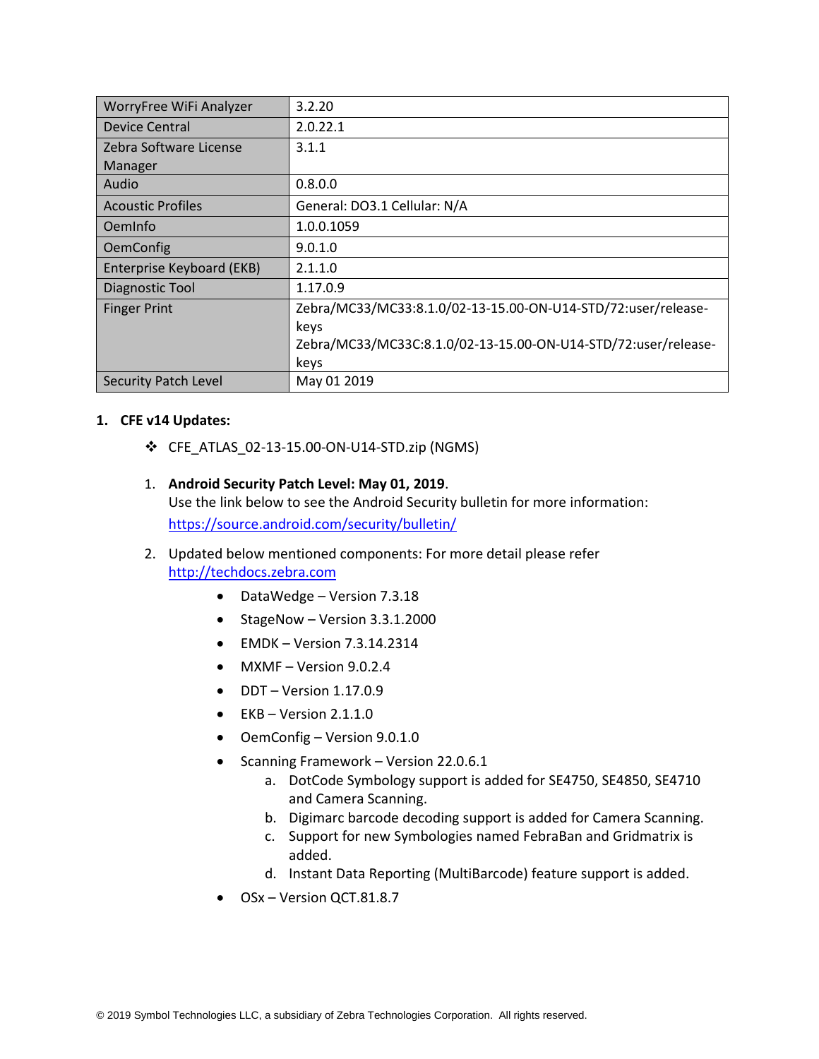| WorryFree WiFi Analyzer | 3.2.20 |
|---|---|
| Device Central | 2.0.22.1 |
| Zebra Software License Manager | 3.1.1 |
| Audio | 0.8.0.0 |
| Acoustic Profiles | General: DO3.1 Cellular: N/A |
| OemInfo | 1.0.0.1059 |
| OemConfig | 9.0.1.0 |
| Enterprise Keyboard (EKB) | 2.1.1.0 |
| Diagnostic Tool | 1.17.0.9 |
| Finger Print | Zebra/MC33/MC33:8.1.0/02-13-15.00-ON-U14-STD/72:user/release-keys<br>Zebra/MC33/MC33C:8.1.0/02-13-15.00-ON-U14-STD/72:user/release-keys |
| Security Patch Level | May 01 2019 |

**1. CFE v14 Updates:**

❖ CFE_ATLAS_02-13-15.00-ON-U14-STD.zip (NGMS)

1. **Android Security Patch Level: May 01, 2019**.
   Use the link below to see the Android Security bulletin for more information: https://source.android.com/security/bulletin/

2. Updated below mentioned components: For more detail please refer http://techdocs.zebra.com

   - DataWedge – Version 7.3.18
   - StageNow – Version 3.3.1.2000
   - EMDK – Version 7.3.14.2314
   - MXMF – Version 9.0.2.4
   - DDT – Version 1.17.0.9
   - EKB – Version 2.1.1.0
   - OemConfig – Version 9.0.1.0
   - Scanning Framework – Version 22.0.6.1
     a. DotCode Symbology support is added for SE4750, SE4850, SE4710 and Camera Scanning.
     b. Digimarc barcode decoding support is added for Camera Scanning.
     c. Support for new Symbologies named FebraBan and Gridmatrix is added.
     d. Instant Data Reporting (MultiBarcode) feature support is added.
   - OSx – Version QCT.81.8.7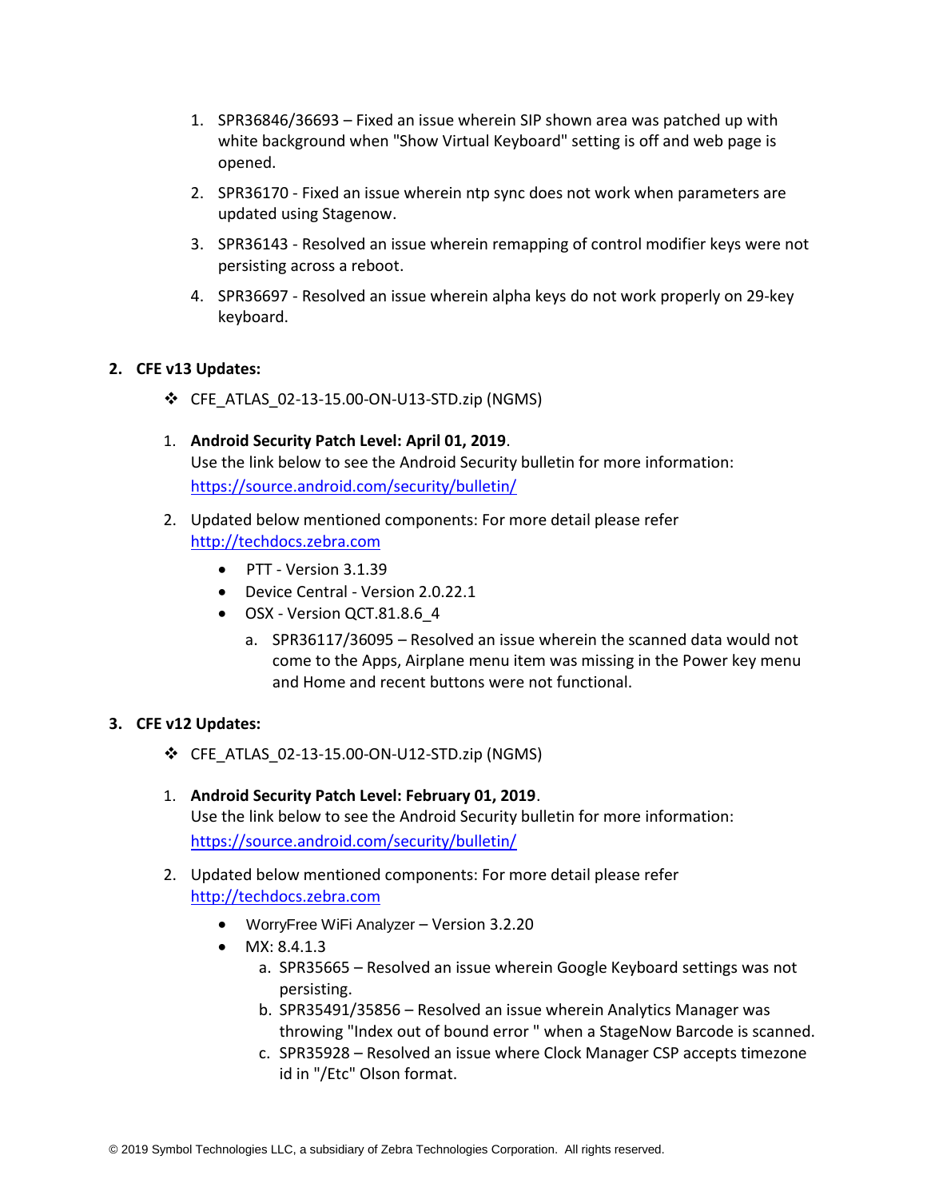1. SPR36846/36693 – Fixed an issue wherein SIP shown area was patched up with white background when "Show Virtual Keyboard" setting is off and web page is opened.
2. SPR36170 - Fixed an issue wherein ntp sync does not work when parameters are updated using Stagenow.
3. SPR36143 - Resolved an issue wherein remapping of control modifier keys were not persisting across a reboot.
4. SPR36697 - Resolved an issue wherein alpha keys do not work properly on 29-key keyboard.

## 2. CFE v13 Updates:

❖ CFE_ATLAS_02-13-15.00-ON-U13-STD.zip (NGMS)

1. **Android Security Patch Level: April 01, 2019**.
   Use the link below to see the Android Security bulletin for more information: https://source.android.com/security/bulletin/
2. Updated below mentioned components: For more detail please refer http://techdocs.zebra.com
   - PTT - Version 3.1.39
   - Device Central - Version 2.0.22.1
   - OSX - Version QCT.81.8.6_4
     a. SPR36117/36095 – Resolved an issue wherein the scanned data would not come to the Apps, Airplane menu item was missing in the Power key menu and Home and recent buttons were not functional.

## 3. CFE v12 Updates:

❖ CFE_ATLAS_02-13-15.00-ON-U12-STD.zip (NGMS)

1. **Android Security Patch Level: February 01, 2019**.
   Use the link below to see the Android Security bulletin for more information: https://source.android.com/security/bulletin/
2. Updated below mentioned components: For more detail please refer http://techdocs.zebra.com
   - WorryFree WiFi Analyzer – Version 3.2.20
   - MX: 8.4.1.3
     a. SPR35665 – Resolved an issue wherein Google Keyboard settings was not persisting.
     b. SPR35491/35856 – Resolved an issue wherein Analytics Manager was throwing "Index out of bound error " when a StageNow Barcode is scanned.
     c. SPR35928 – Resolved an issue where Clock Manager CSP accepts timezone id in "/Etc" Olson format.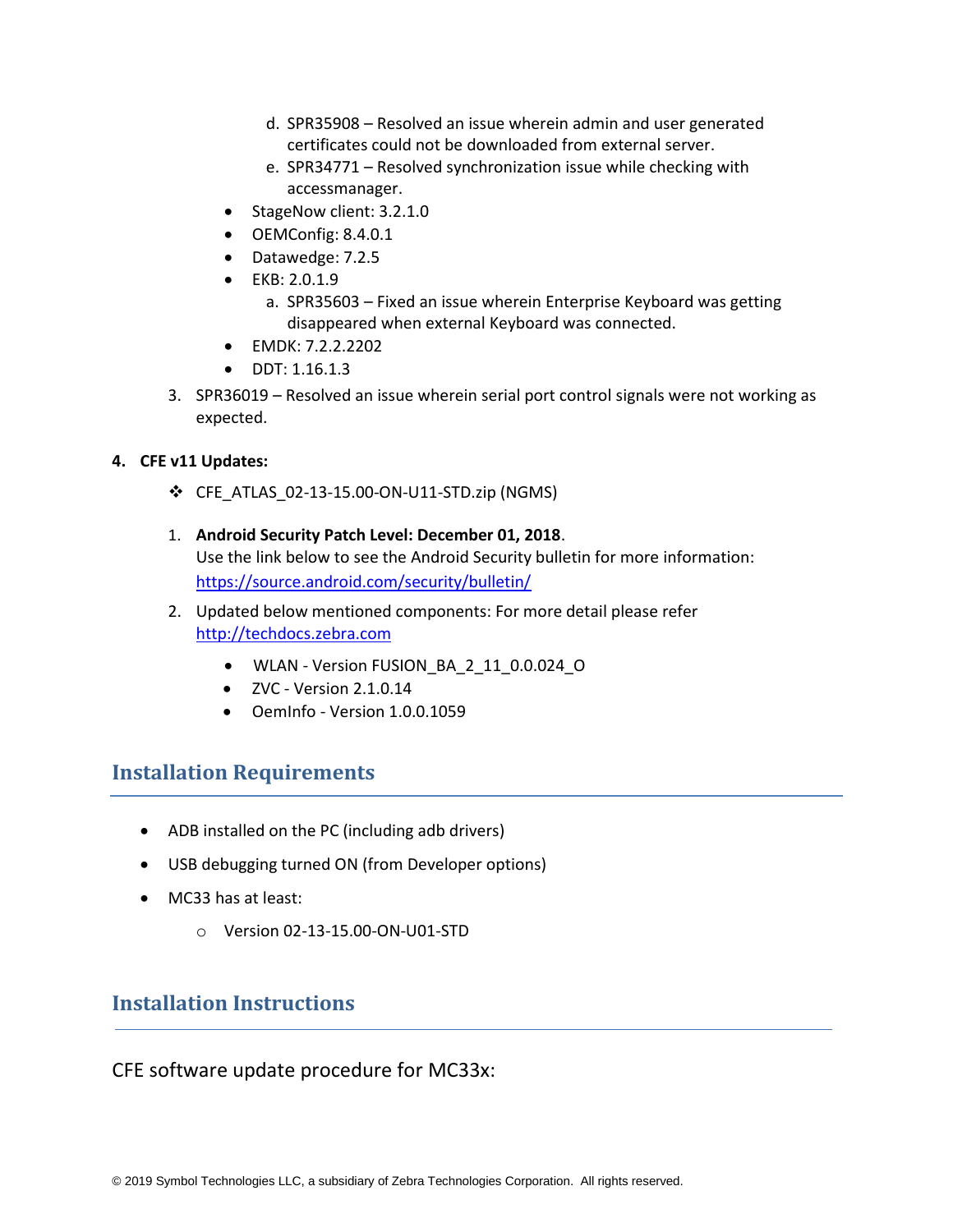d. SPR35908 – Resolved an issue wherein admin and user generated certificates could not be downloaded from external server.
   e. SPR34771 – Resolved synchronization issue while checking with accessmanager.

- StageNow client: 3.2.1.0
- OEMConfig: 8.4.0.1
- Datawedge: 7.2.5
- EKB: 2.0.1.9
   a. SPR35603 – Fixed an issue wherein Enterprise Keyboard was getting disappeared when external Keyboard was connected.
- EMDK: 7.2.2.2202
- DDT: 1.16.1.3

3. SPR36019 – Resolved an issue wherein serial port control signals were not working as expected.

**4. CFE v11 Updates:**

❖ CFE_ATLAS_02-13-15.00-ON-U11-STD.zip (NGMS)

1. **Android Security Patch Level: December 01, 2018**.
   Use the link below to see the Android Security bulletin for more information: [https://source.android.com/security/bulletin/](https://source.android.com/security/bulletin/)
2. Updated below mentioned components: For more detail please refer [http://techdocs.zebra.com](http://techdocs.zebra.com)
   - WLAN - Version FUSION_BA_2_11_0.0.024_O
   - ZVC - Version 2.1.0.14
   - OemInfo - Version 1.0.0.1059

## Installation Requirements

- ADB installed on the PC (including adb drivers)
- USB debugging turned ON (from Developer options)
- MC33 has at least:
  - Version 02-13-15.00-ON-U01-STD

## Installation Instructions

CFE software update procedure for MC33x: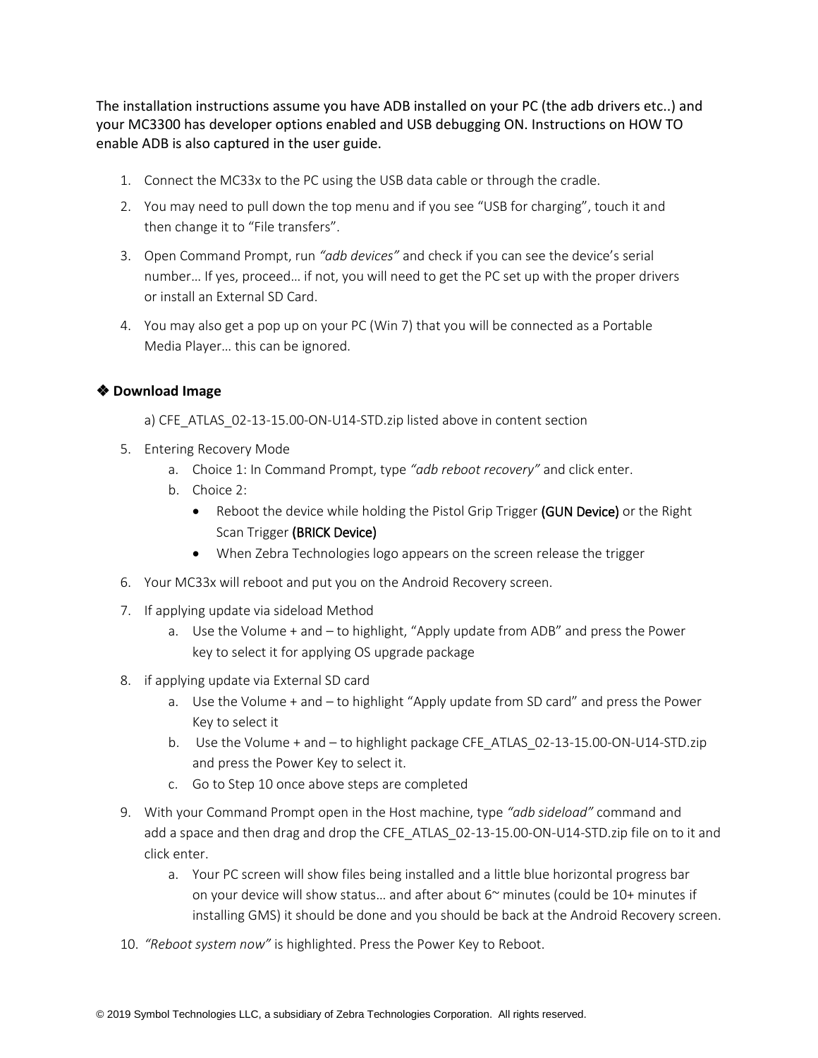The installation instructions assume you have ADB installed on your PC (the adb drivers etc..) and your MC3300 has developer options enabled and USB debugging ON. Instructions on HOW TO enable ADB is also captured in the user guide.

1. Connect the MC33x to the PC using the USB data cable or through the cradle.
2. You may need to pull down the top menu and if you see “USB for charging”, touch it and then change it to “File transfers”.
3. Open Command Prompt, run *“adb devices”* and check if you can see the device’s serial number… If yes, proceed… if not, you will need to get the PC set up with the proper drivers or install an External SD Card.
4. You may also get a pop up on your PC (Win 7) that you will be connected as a Portable Media Player… this can be ignored.

❖ **Download Image**

a) CFE_ATLAS_02-13-15.00-ON-U14-STD.zip listed above in content section

5. Entering Recovery Mode
   a. Choice 1: In Command Prompt, type *“adb reboot recovery”* and click enter.
   b. Choice 2:
      - Reboot the device while holding the Pistol Grip Trigger (GUN Device) or the Right Scan Trigger (BRICK Device)
      - When Zebra Technologies logo appears on the screen release the trigger
6. Your MC33x will reboot and put you on the Android Recovery screen.
7. If applying update via sideload Method
   a. Use the Volume + and – to highlight, “Apply update from ADB” and press the Power key to select it for applying OS upgrade package
8. if applying update via External SD card
   a. Use the Volume + and – to highlight “Apply update from SD card” and press the Power Key to select it
   b. Use the Volume + and – to highlight package CFE_ATLAS_02-13-15.00-ON-U14-STD.zip and press the Power Key to select it.
   c. Go to Step 10 once above steps are completed
9. With your Command Prompt open in the Host machine, type *“adb sideload”* command and add a space and then drag and drop the CFE_ATLAS_02-13-15.00-ON-U14-STD.zip file on to it and click enter.
   a. Your PC screen will show files being installed and a little blue horizontal progress bar on your device will show status… and after about 6~ minutes (could be 10+ minutes if installing GMS) it should be done and you should be back at the Android Recovery screen.
10. *“Reboot system now”* is highlighted. Press the Power Key to Reboot.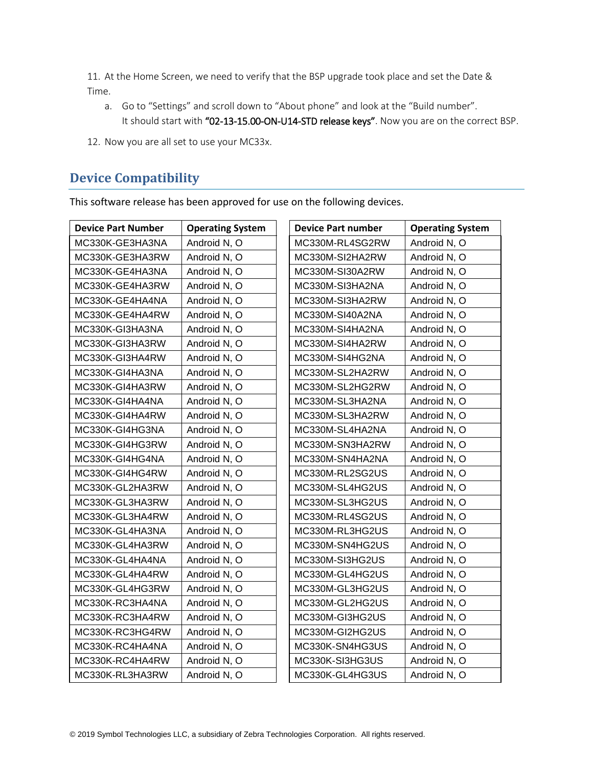11. At the Home Screen, we need to verify that the BSP upgrade took place and set the Date & Time.
    a. Go to "Settings" and scroll down to "About phone" and look at the "Build number". It should start with **"02-13-15.00-ON-U14-STD release keys"**. Now you are on the correct BSP.
12. Now you are all set to use your MC33x.

## Device Compatibility

This software release has been approved for use on the following devices.

| Device Part Number | Operating System |
|---|---|
| MC330K-GE3HA3NA | Android N, O |
| MC330K-GE3HA3RW | Android N, O |
| MC330K-GE4HA3NA | Android N, O |
| MC330K-GE4HA3RW | Android N, O |
| MC330K-GE4HA4NA | Android N, O |
| MC330K-GE4HA4RW | Android N, O |
| MC330K-GI3HA3NA | Android N, O |
| MC330K-GI3HA3RW | Android N, O |
| MC330K-GI3HA4RW | Android N, O |
| MC330K-GI4HA3NA | Android N, O |
| MC330K-GI4HA3RW | Android N, O |
| MC330K-GI4HA4NA | Android N, O |
| MC330K-GI4HA4RW | Android N, O |
| MC330K-GI4HG3NA | Android N, O |
| MC330K-GI4HG3RW | Android N, O |
| MC330K-GI4HG4NA | Android N, O |
| MC330K-GI4HG4RW | Android N, O |
| MC330K-GL2HA3RW | Android N, O |
| MC330K-GL3HA3RW | Android N, O |
| MC330K-GL3HA4RW | Android N, O |
| MC330K-GL4HA3NA | Android N, O |
| MC330K-GL4HA3RW | Android N, O |
| MC330K-GL4HA4NA | Android N, O |
| MC330K-GL4HA4RW | Android N, O |
| MC330K-GL4HG3RW | Android N, O |
| MC330K-RC3HA4NA | Android N, O |
| MC330K-RC3HA4RW | Android N, O |
| MC330K-RC3HG4RW | Android N, O |
| MC330K-RC4HA4NA | Android N, O |
| MC330K-RC4HA4RW | Android N, O |
| MC330K-RL3HA3RW | Android N, O |

| Device Part number | Operating System |
|---|---|
| MC330M-RL4SG2RW | Android N, O |
| MC330M-SI2HA2RW | Android N, O |
| MC330M-SI30A2RW | Android N, O |
| MC330M-SI3HA2NA | Android N, O |
| MC330M-SI3HA2RW | Android N, O |
| MC330M-SI40A2NA | Android N, O |
| MC330M-SI4HA2NA | Android N, O |
| MC330M-SI4HA2RW | Android N, O |
| MC330M-SI4HG2NA | Android N, O |
| MC330M-SL2HA2RW | Android N, O |
| MC330M-SL2HG2RW | Android N, O |
| MC330M-SL3HA2NA | Android N, O |
| MC330M-SL3HA2RW | Android N, O |
| MC330M-SL4HA2NA | Android N, O |
| MC330M-SN3HA2RW | Android N, O |
| MC330M-SN4HA2NA | Android N, O |
| MC330M-RL2SG2US | Android N, O |
| MC330M-SL4HG2US | Android N, O |
| MC330M-SL3HG2US | Android N, O |
| MC330M-RL4SG2US | Android N, O |
| MC330M-RL3HG2US | Android N, O |
| MC330M-SN4HG2US | Android N, O |
| MC330M-SI3HG2US | Android N, O |
| MC330M-GL4HG2US | Android N, O |
| MC330M-GL3HG2US | Android N, O |
| MC330M-GL2HG2US | Android N, O |
| MC330M-GI3HG2US | Android N, O |
| MC330M-GI2HG2US | Android N, O |
| MC330K-SN4HG3US | Android N, O |
| MC330K-SI3HG3US | Android N, O |
| MC330K-GL4HG3US | Android N, O |

© 2019 Symbol Technologies LLC, a subsidiary of Zebra Technologies Corporation. All rights reserved.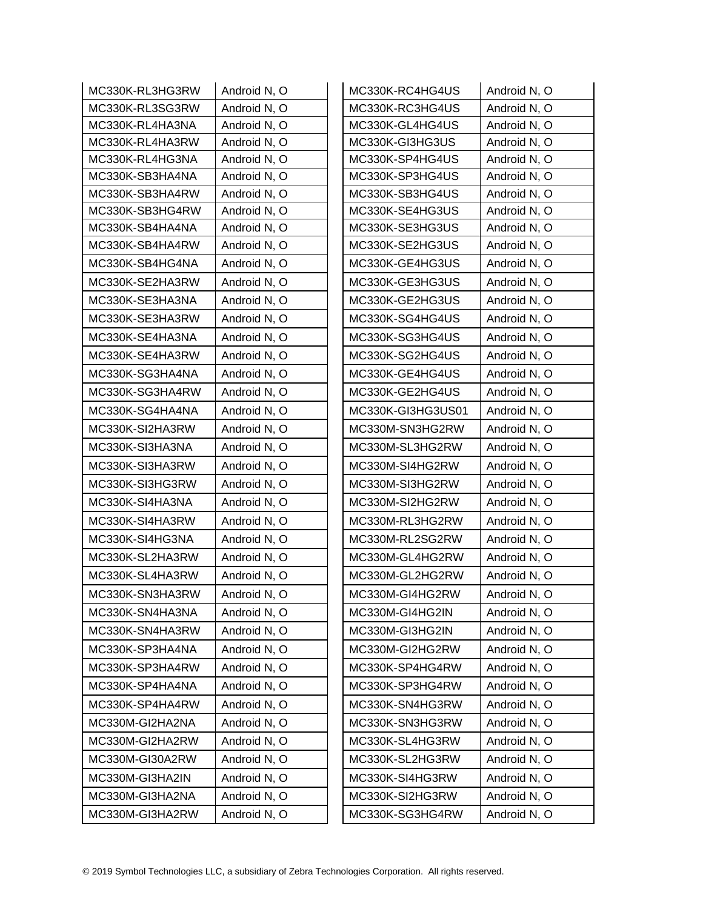| MC330K-RL3HG3RW | Android N, O |
|---|---|
| MC330K-RL3SG3RW | Android N, O |
| MC330K-RL4HA3NA | Android N, O |
| MC330K-RL4HA3RW | Android N, O |
| MC330K-RL4HG3NA | Android N, O |
| MC330K-SB3HA4NA | Android N, O |
| MC330K-SB3HA4RW | Android N, O |
| MC330K-SB3HG4RW | Android N, O |
| MC330K-SB4HA4NA | Android N, O |
| MC330K-SB4HA4RW | Android N, O |
| MC330K-SB4HG4NA | Android N, O |
| MC330K-SE2HA3RW | Android N, O |
| MC330K-SE3HA3NA | Android N, O |
| MC330K-SE3HA3RW | Android N, O |
| MC330K-SE4HA3NA | Android N, O |
| MC330K-SE4HA3RW | Android N, O |
| MC330K-SG3HA4NA | Android N, O |
| MC330K-SG3HA4RW | Android N, O |
| MC330K-SG4HA4NA | Android N, O |
| MC330K-SI2HA3RW | Android N, O |
| MC330K-SI3HA3NA | Android N, O |
| MC330K-SI3HA3RW | Android N, O |
| MC330K-SI3HG3RW | Android N, O |
| MC330K-SI4HA3NA | Android N, O |
| MC330K-SI4HA3RW | Android N, O |
| MC330K-SI4HG3NA | Android N, O |
| MC330K-SL2HA3RW | Android N, O |
| MC330K-SL4HA3RW | Android N, O |
| MC330K-SN3HA3RW | Android N, O |
| MC330K-SN4HA3NA | Android N, O |
| MC330K-SN4HA3RW | Android N, O |
| MC330K-SP3HA4NA | Android N, O |
| MC330K-SP3HA4RW | Android N, O |
| MC330K-SP4HA4NA | Android N, O |
| MC330K-SP4HA4RW | Android N, O |
| MC330M-GI2HA2NA | Android N, O |
| MC330M-GI2HA2RW | Android N, O |
| MC330M-GI30A2RW | Android N, O |
| MC330M-GI3HA2IN | Android N, O |
| MC330M-GI3HA2NA | Android N, O |
| MC330M-GI3HA2RW | Android N, O |

| MC330K-RC4HG4US | Android N, O |
|---|---|
| MC330K-RC3HG4US | Android N, O |
| MC330K-GL4HG4US | Android N, O |
| MC330K-GI3HG3US | Android N, O |
| MC330K-SP4HG4US | Android N, O |
| MC330K-SP3HG4US | Android N, O |
| MC330K-SB3HG4US | Android N, O |
| MC330K-SE4HG3US | Android N, O |
| MC330K-SE3HG3US | Android N, O |
| MC330K-SE2HG3US | Android N, O |
| MC330K-GE4HG3US | Android N, O |
| MC330K-GE3HG3US | Android N, O |
| MC330K-GE2HG3US | Android N, O |
| MC330K-SG4HG4US | Android N, O |
| MC330K-SG3HG4US | Android N, O |
| MC330K-SG2HG4US | Android N, O |
| MC330K-GE4HG4US | Android N, O |
| MC330K-GE2HG4US | Android N, O |
| MC330K-GI3HG3US01 | Android N, O |
| MC330M-SN3HG2RW | Android N, O |
| MC330M-SL3HG2RW | Android N, O |
| MC330M-SI4HG2RW | Android N, O |
| MC330M-SI3HG2RW | Android N, O |
| MC330M-SI2HG2RW | Android N, O |
| MC330M-RL3HG2RW | Android N, O |
| MC330M-RL2SG2RW | Android N, O |
| MC330M-GL4HG2RW | Android N, O |
| MC330M-GL2HG2RW | Android N, O |
| MC330M-GI4HG2RW | Android N, O |
| MC330M-GI4HG2IN | Android N, O |
| MC330M-GI3HG2IN | Android N, O |
| MC330M-GI2HG2RW | Android N, O |
| MC330K-SP4HG4RW | Android N, O |
| MC330K-SP3HG4RW | Android N, O |
| MC330K-SN4HG3RW | Android N, O |
| MC330K-SN3HG3RW | Android N, O |
| MC330K-SL4HG3RW | Android N, O |
| MC330K-SL2HG3RW | Android N, O |
| MC330K-SI4HG3RW | Android N, O |
| MC330K-SI2HG3RW | Android N, O |
| MC330K-SG3HG4RW | Android N, O |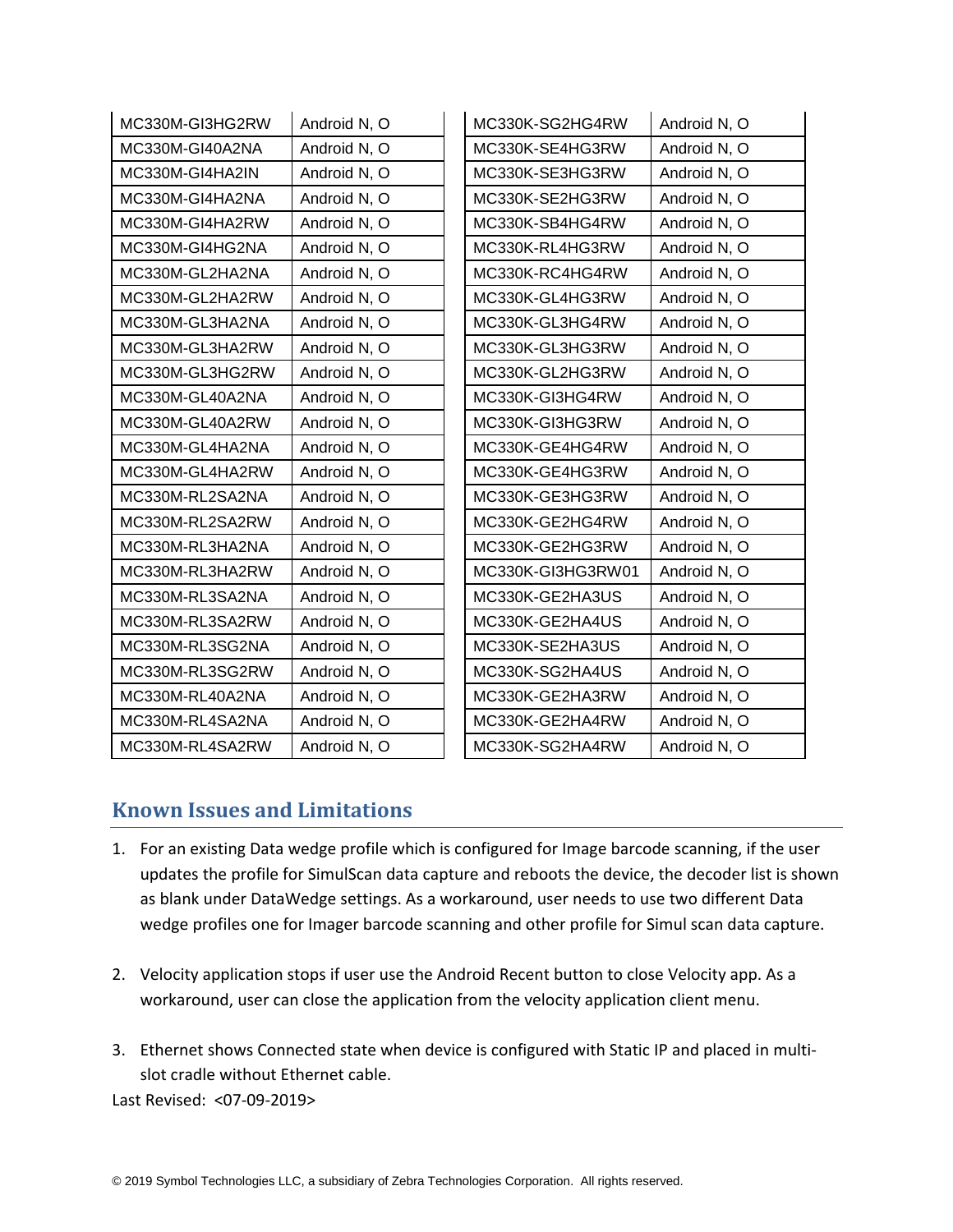| | | | |
|---|---|---|---|
| MC330M-GI3HG2RW | Android N, O | MC330K-SG2HG4RW | Android N, O |
| MC330M-GI40A2NA | Android N, O | MC330K-SE4HG3RW | Android N, O |
| MC330M-GI4HA2IN | Android N, O | MC330K-SE3HG3RW | Android N, O |
| MC330M-GI4HA2NA | Android N, O | MC330K-SE2HG3RW | Android N, O |
| MC330M-GI4HA2RW | Android N, O | MC330K-SB4HG4RW | Android N, O |
| MC330M-GI4HG2NA | Android N, O | MC330K-RL4HG3RW | Android N, O |
| MC330M-GL2HA2NA | Android N, O | MC330K-RC4HG4RW | Android N, O |
| MC330M-GL2HA2RW | Android N, O | MC330K-GL4HG3RW | Android N, O |
| MC330M-GL3HA2NA | Android N, O | MC330K-GL3HG4RW | Android N, O |
| MC330M-GL3HA2RW | Android N, O | MC330K-GL3HG3RW | Android N, O |
| MC330M-GL3HG2RW | Android N, O | MC330K-GL2HG3RW | Android N, O |
| MC330M-GL40A2NA | Android N, O | MC330K-GI3HG4RW | Android N, O |
| MC330M-GL40A2RW | Android N, O | MC330K-GI3HG3RW | Android N, O |
| MC330M-GL4HA2NA | Android N, O | MC330K-GE4HG4RW | Android N, O |
| MC330M-GL4HA2RW | Android N, O | MC330K-GE4HG3RW | Android N, O |
| MC330M-RL2SA2NA | Android N, O | MC330K-GE3HG3RW | Android N, O |
| MC330M-RL2SA2RW | Android N, O | MC330K-GE2HG4RW | Android N, O |
| MC330M-RL3HA2NA | Android N, O | MC330K-GE2HG3RW | Android N, O |
| MC330M-RL3HA2RW | Android N, O | MC330K-GI3HG3RW01 | Android N, O |
| MC330M-RL3SA2NA | Android N, O | MC330K-GE2HA3US | Android N, O |
| MC330M-RL3SA2RW | Android N, O | MC330K-GE2HA4US | Android N, O |
| MC330M-RL3SG2NA | Android N, O | MC330K-SE2HA3US | Android N, O |
| MC330M-RL3SG2RW | Android N, O | MC330K-SG2HA4US | Android N, O |
| MC330M-RL40A2NA | Android N, O | MC330K-GE2HA3RW | Android N, O |
| MC330M-RL4SA2NA | Android N, O | MC330K-GE2HA4RW | Android N, O |
| MC330M-RL4SA2RW | Android N, O | MC330K-SG2HA4RW | Android N, O |

## Known Issues and Limitations

1. For an existing Data wedge profile which is configured for Image barcode scanning, if the user updates the profile for SimulScan data capture and reboots the device, the decoder list is shown as blank under DataWedge settings. As a workaround, user needs to use two different Data wedge profiles one for Imager barcode scanning and other profile for Simul scan data capture.

2. Velocity application stops if user use the Android Recent button to close Velocity app. As a workaround, user can close the application from the velocity application client menu.

3. Ethernet shows Connected state when device is configured with Static IP and placed in multi-slot cradle without Ethernet cable.

Last Revised: <07-09-2019>

© 2019 Symbol Technologies LLC, a subsidiary of Zebra Technologies Corporation. All rights reserved.